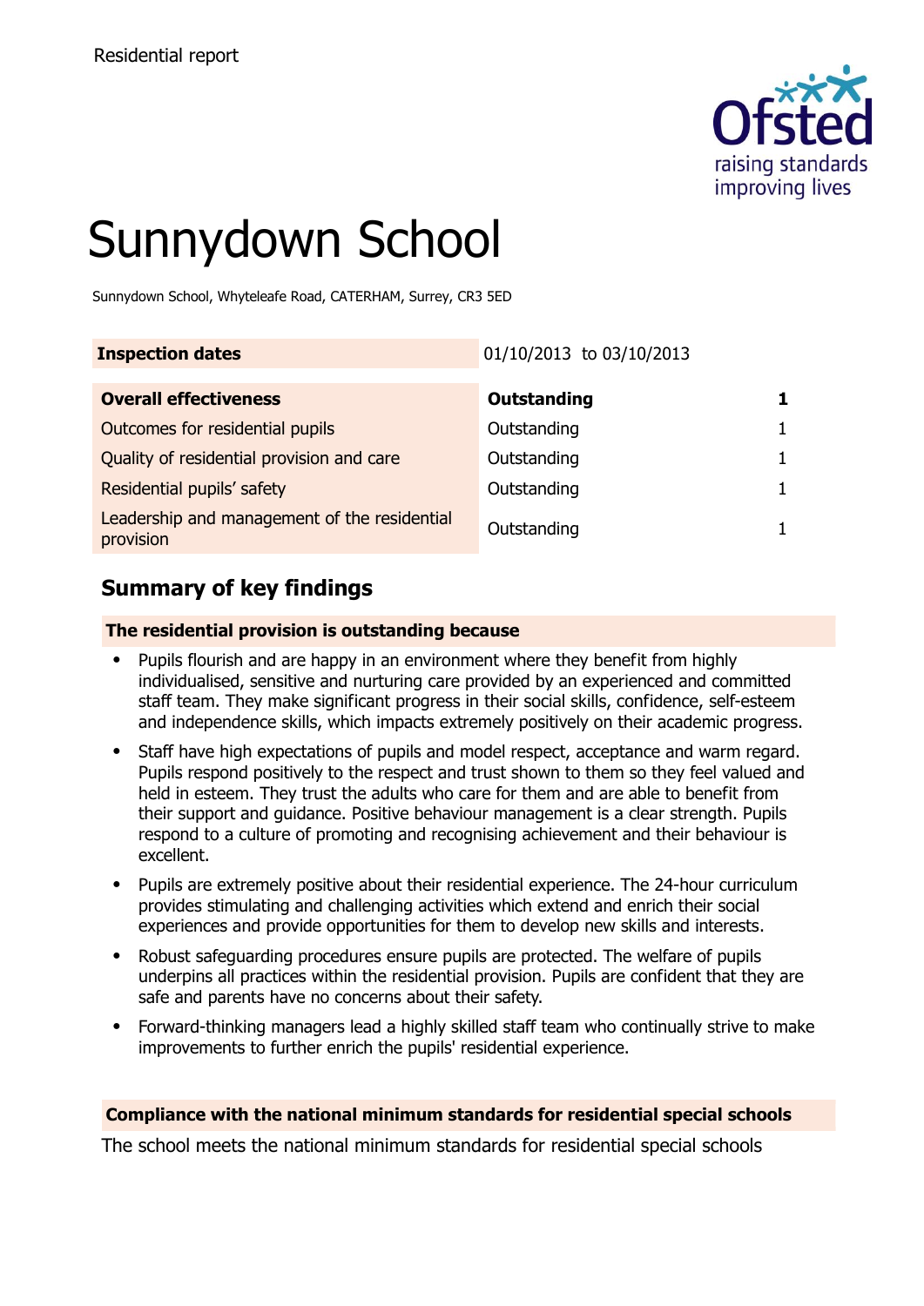Residential report

# Sunnydown School

Sunnydown School, Whyteleafe Road, CATERHAM, Surrey, CR3 5ED

| **Inspection dates** | 01/10/2013 to 03/10/2013 | |
|---|---|---|
| **Overall effectiveness** | **Outstanding** | **1** |
| Outcomes for residential pupils | Outstanding | 1 |
| Quality of residential provision and care | Outstanding | 1 |
| Residential pupils' safety | Outstanding | 1 |
| Leadership and management of the residential provision | Outstanding | 1 |

## Summary of key findings

### The residential provision is outstanding because

- Pupils flourish and are happy in an environment where they benefit from highly individualised, sensitive and nurturing care provided by an experienced and committed staff team. They make significant progress in their social skills, confidence, self-esteem and independence skills, which impacts extremely positively on their academic progress.
- Staff have high expectations of pupils and model respect, acceptance and warm regard. Pupils respond positively to the respect and trust shown to them so they feel valued and held in esteem. They trust the adults who care for them and are able to benefit from their support and guidance. Positive behaviour management is a clear strength. Pupils respond to a culture of promoting and recognising achievement and their behaviour is excellent.
- Pupils are extremely positive about their residential experience. The 24-hour curriculum provides stimulating and challenging activities which extend and enrich their social experiences and provide opportunities for them to develop new skills and interests.
- Robust safeguarding procedures ensure pupils are protected. The welfare of pupils underpins all practices within the residential provision. Pupils are confident that they are safe and parents have no concerns about their safety.
- Forward-thinking managers lead a highly skilled staff team who continually strive to make improvements to further enrich the pupils' residential experience.

### Compliance with the national minimum standards for residential special schools

The school meets the national minimum standards for residential special schools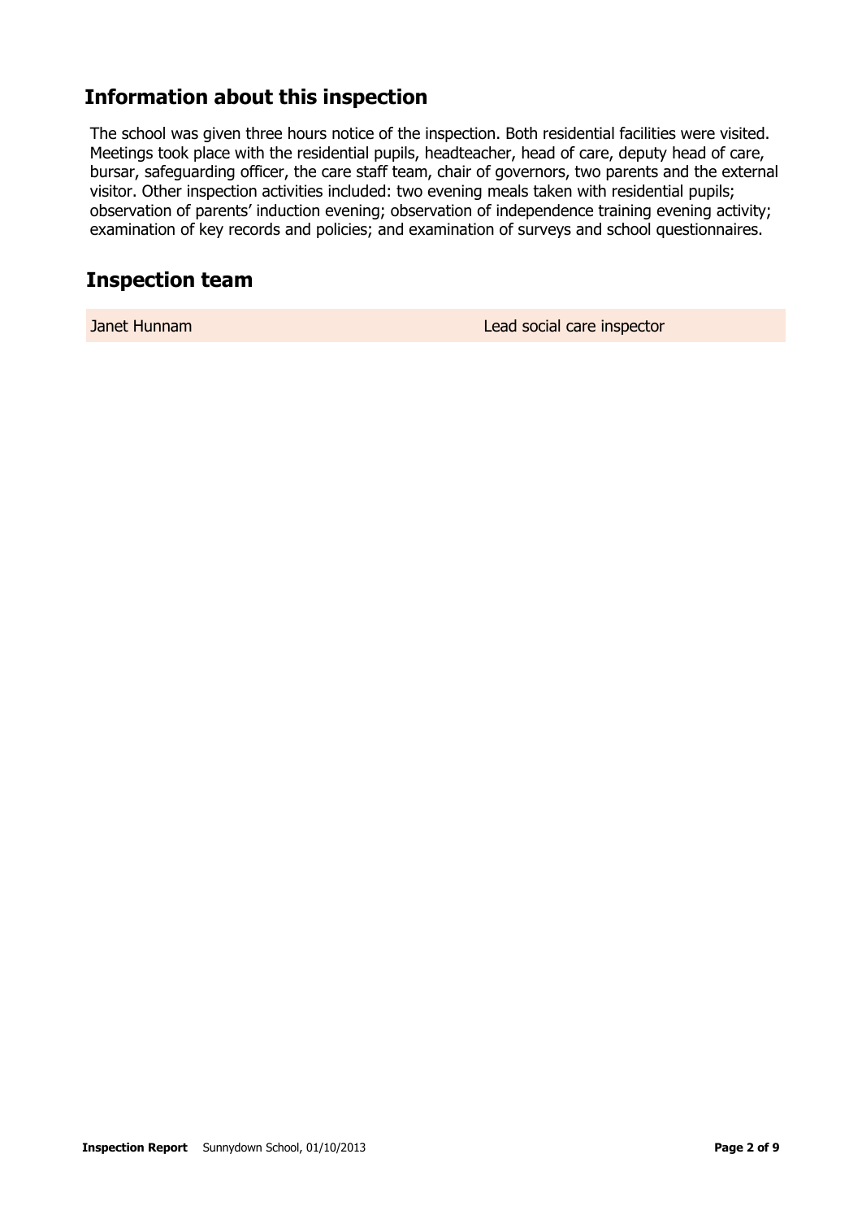## Information about this inspection

The school was given three hours notice of the inspection. Both residential facilities were visited. Meetings took place with the residential pupils, headteacher, head of care, deputy head of care, bursar, safeguarding officer, the care staff team, chair of governors, two parents and the external visitor. Other inspection activities included: two evening meals taken with residential pupils; observation of parents' induction evening; observation of independence training evening activity; examination of key records and policies; and examination of surveys and school questionnaires.

## Inspection team

| | |
|---|---|
| Janet Hunnam | Lead social care inspector |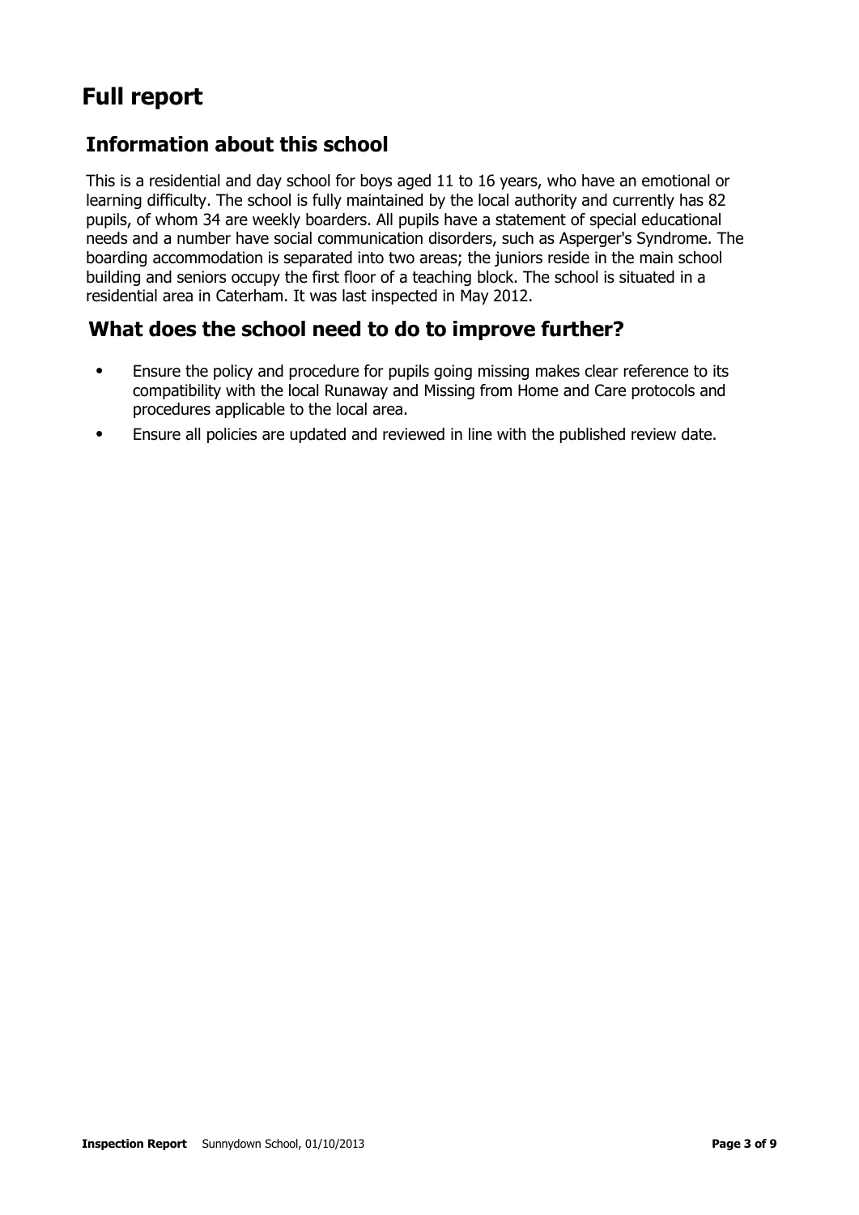# Full report

## Information about this school

This is a residential and day school for boys aged 11 to 16 years, who have an emotional or learning difficulty. The school is fully maintained by the local authority and currently has 82 pupils, of whom 34 are weekly boarders. All pupils have a statement of special educational needs and a number have social communication disorders, such as Asperger's Syndrome. The boarding accommodation is separated into two areas; the juniors reside in the main school building and seniors occupy the first floor of a teaching block. The school is situated in a residential area in Caterham. It was last inspected in May 2012.

## What does the school need to do to improve further?

- Ensure the policy and procedure for pupils going missing makes clear reference to its compatibility with the local Runaway and Missing from Home and Care protocols and procedures applicable to the local area.
- Ensure all policies are updated and reviewed in line with the published review date.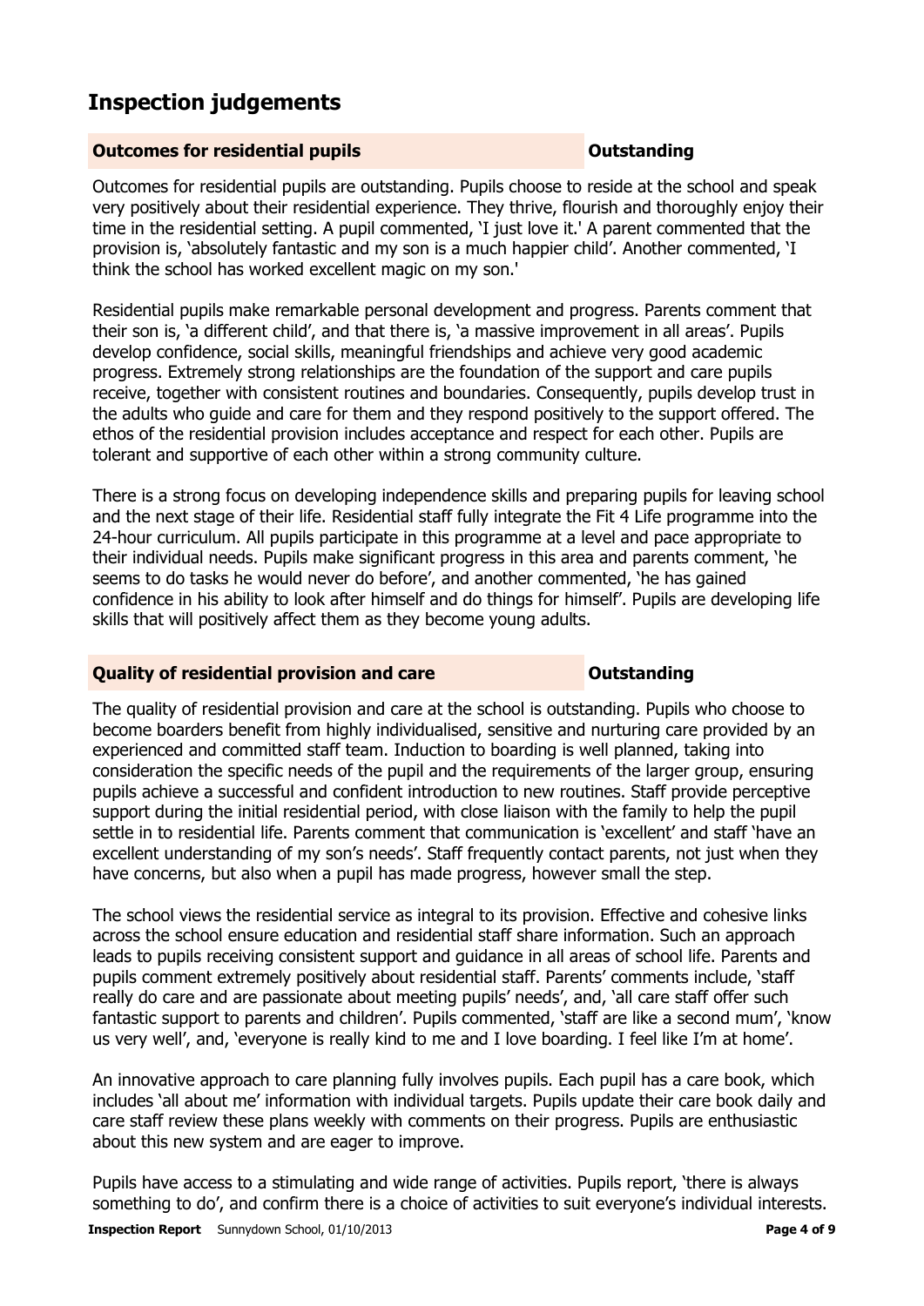## Inspection judgements

### Outcomes for residential pupils — Outstanding

Outcomes for residential pupils are outstanding. Pupils choose to reside at the school and speak very positively about their residential experience. They thrive, flourish and thoroughly enjoy their time in the residential setting. A pupil commented, 'I just love it.' A parent commented that the provision is, 'absolutely fantastic and my son is a much happier child'. Another commented, 'I think the school has worked excellent magic on my son.'

Residential pupils make remarkable personal development and progress. Parents comment that their son is, 'a different child', and that there is, 'a massive improvement in all areas'. Pupils develop confidence, social skills, meaningful friendships and achieve very good academic progress. Extremely strong relationships are the foundation of the support and care pupils receive, together with consistent routines and boundaries. Consequently, pupils develop trust in the adults who guide and care for them and they respond positively to the support offered. The ethos of the residential provision includes acceptance and respect for each other. Pupils are tolerant and supportive of each other within a strong community culture.

There is a strong focus on developing independence skills and preparing pupils for leaving school and the next stage of their life. Residential staff fully integrate the Fit 4 Life programme into the 24-hour curriculum. All pupils participate in this programme at a level and pace appropriate to their individual needs. Pupils make significant progress in this area and parents comment, 'he seems to do tasks he would never do before', and another commented, 'he has gained confidence in his ability to look after himself and do things for himself'. Pupils are developing life skills that will positively affect them as they become young adults.

### Quality of residential provision and care — Outstanding

The quality of residential provision and care at the school is outstanding. Pupils who choose to become boarders benefit from highly individualised, sensitive and nurturing care provided by an experienced and committed staff team. Induction to boarding is well planned, taking into consideration the specific needs of the pupil and the requirements of the larger group, ensuring pupils achieve a successful and confident introduction to new routines. Staff provide perceptive support during the initial residential period, with close liaison with the family to help the pupil settle in to residential life. Parents comment that communication is 'excellent' and staff 'have an excellent understanding of my son's needs'. Staff frequently contact parents, not just when they have concerns, but also when a pupil has made progress, however small the step.

The school views the residential service as integral to its provision. Effective and cohesive links across the school ensure education and residential staff share information. Such an approach leads to pupils receiving consistent support and guidance in all areas of school life. Parents and pupils comment extremely positively about residential staff. Parents' comments include, 'staff really do care and are passionate about meeting pupils' needs', and, 'all care staff offer such fantastic support to parents and children'. Pupils commented, 'staff are like a second mum', 'know us very well', and, 'everyone is really kind to me and I love boarding. I feel like I'm at home'.

An innovative approach to care planning fully involves pupils. Each pupil has a care book, which includes 'all about me' information with individual targets. Pupils update their care book daily and care staff review these plans weekly with comments on their progress. Pupils are enthusiastic about this new system and are eager to improve.

Pupils have access to a stimulating and wide range of activities. Pupils report, 'there is always something to do', and confirm there is a choice of activities to suit everyone's individual interests.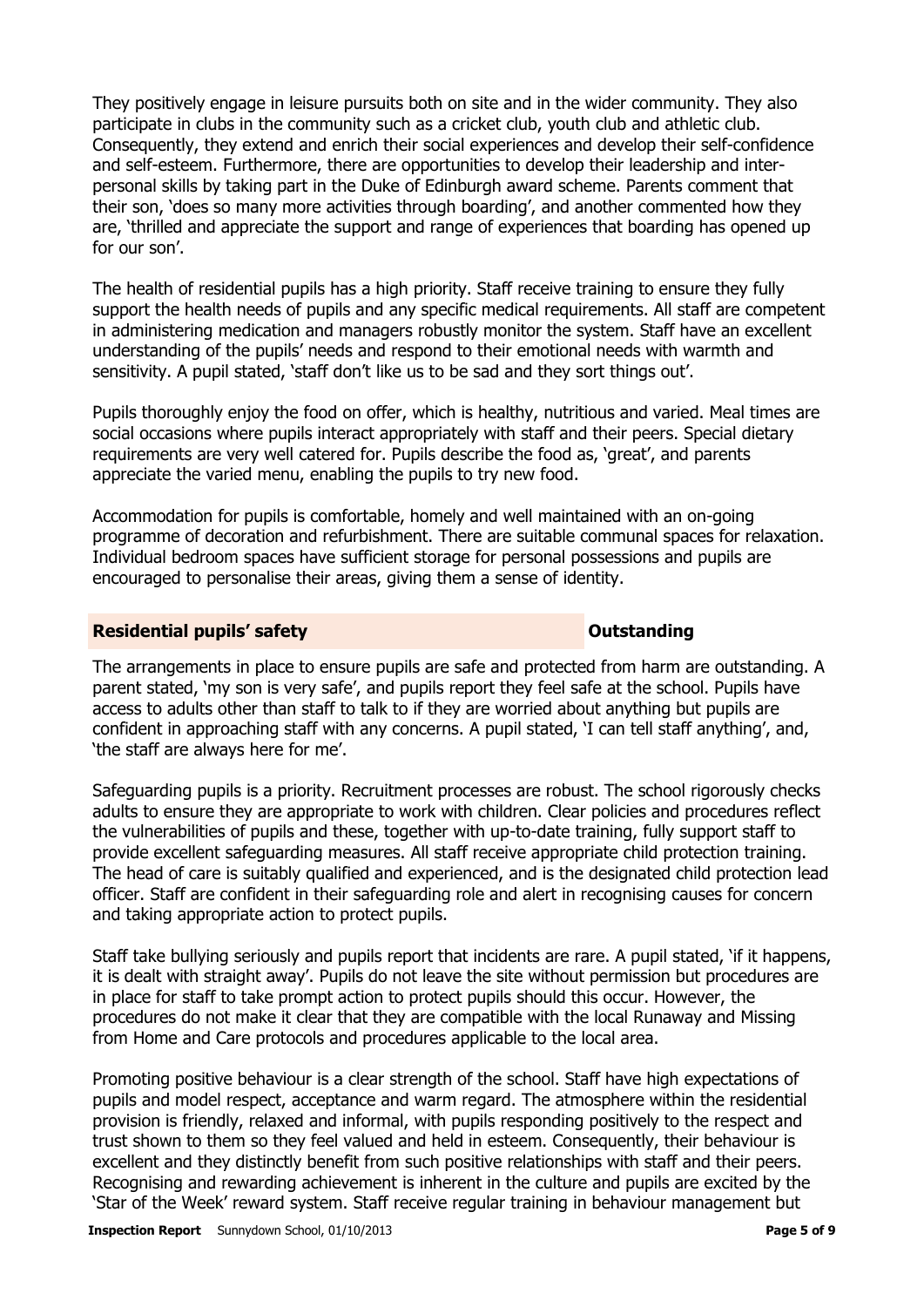They positively engage in leisure pursuits both on site and in the wider community. They also participate in clubs in the community such as a cricket club, youth club and athletic club. Consequently, they extend and enrich their social experiences and develop their self-confidence and self-esteem. Furthermore, there are opportunities to develop their leadership and inter-personal skills by taking part in the Duke of Edinburgh award scheme. Parents comment that their son, 'does so many more activities through boarding', and another commented how they are, 'thrilled and appreciate the support and range of experiences that boarding has opened up for our son'.

The health of residential pupils has a high priority. Staff receive training to ensure they fully support the health needs of pupils and any specific medical requirements. All staff are competent in administering medication and managers robustly monitor the system. Staff have an excellent understanding of the pupils' needs and respond to their emotional needs with warmth and sensitivity. A pupil stated, 'staff don't like us to be sad and they sort things out'.

Pupils thoroughly enjoy the food on offer, which is healthy, nutritious and varied. Meal times are social occasions where pupils interact appropriately with staff and their peers. Special dietary requirements are very well catered for. Pupils describe the food as, 'great', and parents appreciate the varied menu, enabling the pupils to try new food.

Accommodation for pupils is comfortable, homely and well maintained with an on-going programme of decoration and refurbishment. There are suitable communal spaces for relaxation. Individual bedroom spaces have sufficient storage for personal possessions and pupils are encouraged to personalise their areas, giving them a sense of identity.

| **Residential pupils' safety** | **Outstanding** |
|---|---|

The arrangements in place to ensure pupils are safe and protected from harm are outstanding. A parent stated, 'my son is very safe', and pupils report they feel safe at the school. Pupils have access to adults other than staff to talk to if they are worried about anything but pupils are confident in approaching staff with any concerns. A pupil stated, 'I can tell staff anything', and, 'the staff are always here for me'.

Safeguarding pupils is a priority. Recruitment processes are robust. The school rigorously checks adults to ensure they are appropriate to work with children. Clear policies and procedures reflect the vulnerabilities of pupils and these, together with up-to-date training, fully support staff to provide excellent safeguarding measures. All staff receive appropriate child protection training. The head of care is suitably qualified and experienced, and is the designated child protection lead officer. Staff are confident in their safeguarding role and alert in recognising causes for concern and taking appropriate action to protect pupils.

Staff take bullying seriously and pupils report that incidents are rare. A pupil stated, 'if it happens, it is dealt with straight away'. Pupils do not leave the site without permission but procedures are in place for staff to take prompt action to protect pupils should this occur. However, the procedures do not make it clear that they are compatible with the local Runaway and Missing from Home and Care protocols and procedures applicable to the local area.

Promoting positive behaviour is a clear strength of the school. Staff have high expectations of pupils and model respect, acceptance and warm regard. The atmosphere within the residential provision is friendly, relaxed and informal, with pupils responding positively to the respect and trust shown to them so they feel valued and held in esteem. Consequently, their behaviour is excellent and they distinctly benefit from such positive relationships with staff and their peers. Recognising and rewarding achievement is inherent in the culture and pupils are excited by the 'Star of the Week' reward system. Staff receive regular training in behaviour management but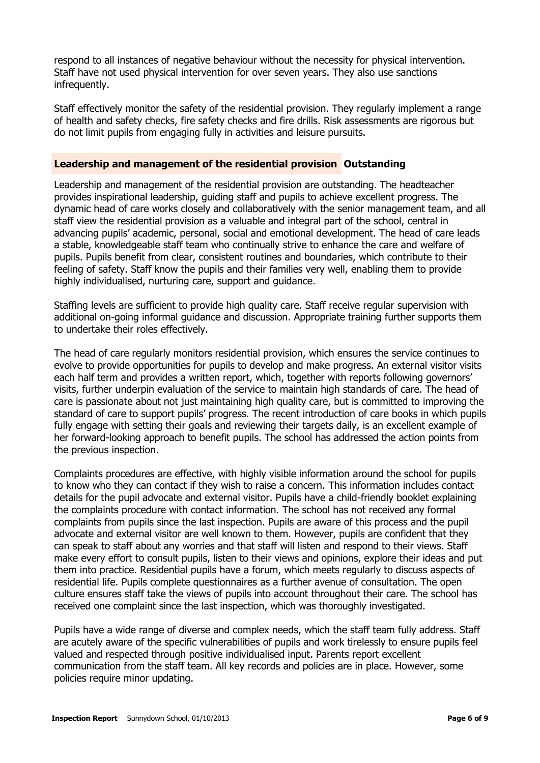respond to all instances of negative behaviour without the necessity for physical intervention. Staff have not used physical intervention for over seven years. They also use sanctions infrequently.

Staff effectively monitor the safety of the residential provision. They regularly implement a range of health and safety checks, fire safety checks and fire drills. Risk assessments are rigorous but do not limit pupils from engaging fully in activities and leisure pursuits.

### Leadership and management of the residential provision **Outstanding**

Leadership and management of the residential provision are outstanding. The headteacher provides inspirational leadership, guiding staff and pupils to achieve excellent progress. The dynamic head of care works closely and collaboratively with the senior management team, and all staff view the residential provision as a valuable and integral part of the school, central in advancing pupils' academic, personal, social and emotional development. The head of care leads a stable, knowledgeable staff team who continually strive to enhance the care and welfare of pupils. Pupils benefit from clear, consistent routines and boundaries, which contribute to their feeling of safety. Staff know the pupils and their families very well, enabling them to provide highly individualised, nurturing care, support and guidance.

Staffing levels are sufficient to provide high quality care. Staff receive regular supervision with additional on-going informal guidance and discussion. Appropriate training further supports them to undertake their roles effectively.

The head of care regularly monitors residential provision, which ensures the service continues to evolve to provide opportunities for pupils to develop and make progress. An external visitor visits each half term and provides a written report, which, together with reports following governors' visits, further underpin evaluation of the service to maintain high standards of care. The head of care is passionate about not just maintaining high quality care, but is committed to improving the standard of care to support pupils' progress. The recent introduction of care books in which pupils fully engage with setting their goals and reviewing their targets daily, is an excellent example of her forward-looking approach to benefit pupils. The school has addressed the action points from the previous inspection.

Complaints procedures are effective, with highly visible information around the school for pupils to know who they can contact if they wish to raise a concern. This information includes contact details for the pupil advocate and external visitor. Pupils have a child-friendly booklet explaining the complaints procedure with contact information. The school has not received any formal complaints from pupils since the last inspection. Pupils are aware of this process and the pupil advocate and external visitor are well known to them. However, pupils are confident that they can speak to staff about any worries and that staff will listen and respond to their views. Staff make every effort to consult pupils, listen to their views and opinions, explore their ideas and put them into practice. Residential pupils have a forum, which meets regularly to discuss aspects of residential life. Pupils complete questionnaires as a further avenue of consultation. The open culture ensures staff take the views of pupils into account throughout their care. The school has received one complaint since the last inspection, which was thoroughly investigated.

Pupils have a wide range of diverse and complex needs, which the staff team fully address. Staff are acutely aware of the specific vulnerabilities of pupils and work tirelessly to ensure pupils feel valued and respected through positive individualised input. Parents report excellent communication from the staff team. All key records and policies are in place. However, some policies require minor updating.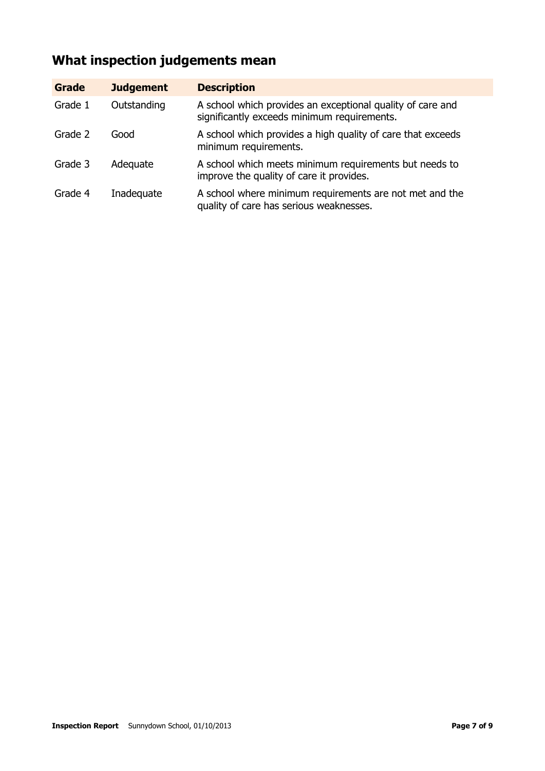## What inspection judgements mean

| Grade | Judgement | Description |
|---|---|---|
| Grade 1 | Outstanding | A school which provides an exceptional quality of care and significantly exceeds minimum requirements. |
| Grade 2 | Good | A school which provides a high quality of care that exceeds minimum requirements. |
| Grade 3 | Adequate | A school which meets minimum requirements but needs to improve the quality of care it provides. |
| Grade 4 | Inadequate | A school where minimum requirements are not met and the quality of care has serious weaknesses. |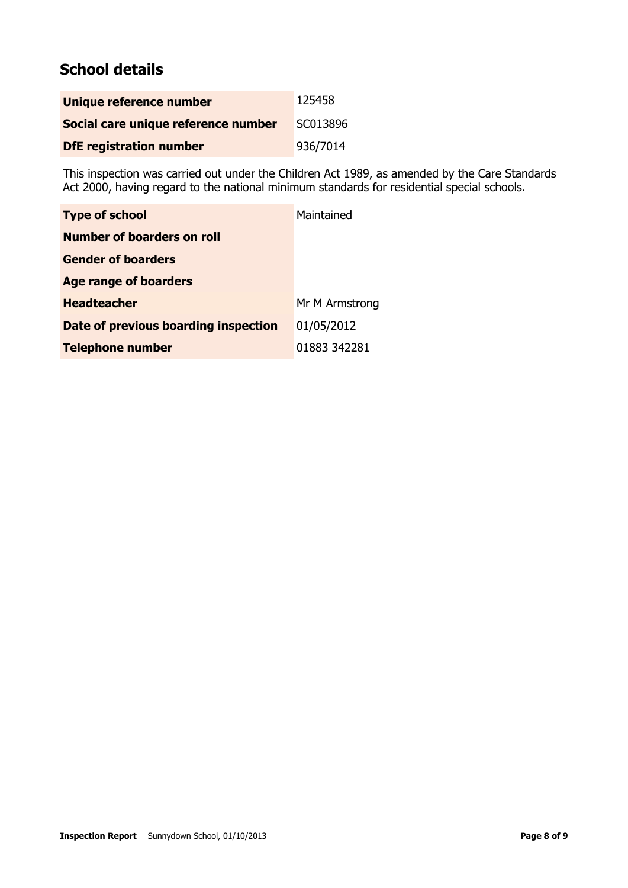## School details

| | |
|---|---|
| **Unique reference number** | 125458 |
| **Social care unique reference number** | SC013896 |
| **DfE registration number** | 936/7014 |

This inspection was carried out under the Children Act 1989, as amended by the Care Standards Act 2000, having regard to the national minimum standards for residential special schools.

| | |
|---|---|
| **Type of school** | Maintained |
| **Number of boarders on roll** | |
| **Gender of boarders** | |
| **Age range of boarders** | |
| **Headteacher** | Mr M Armstrong |
| **Date of previous boarding inspection** | 01/05/2012 |
| **Telephone number** | 01883 342281 |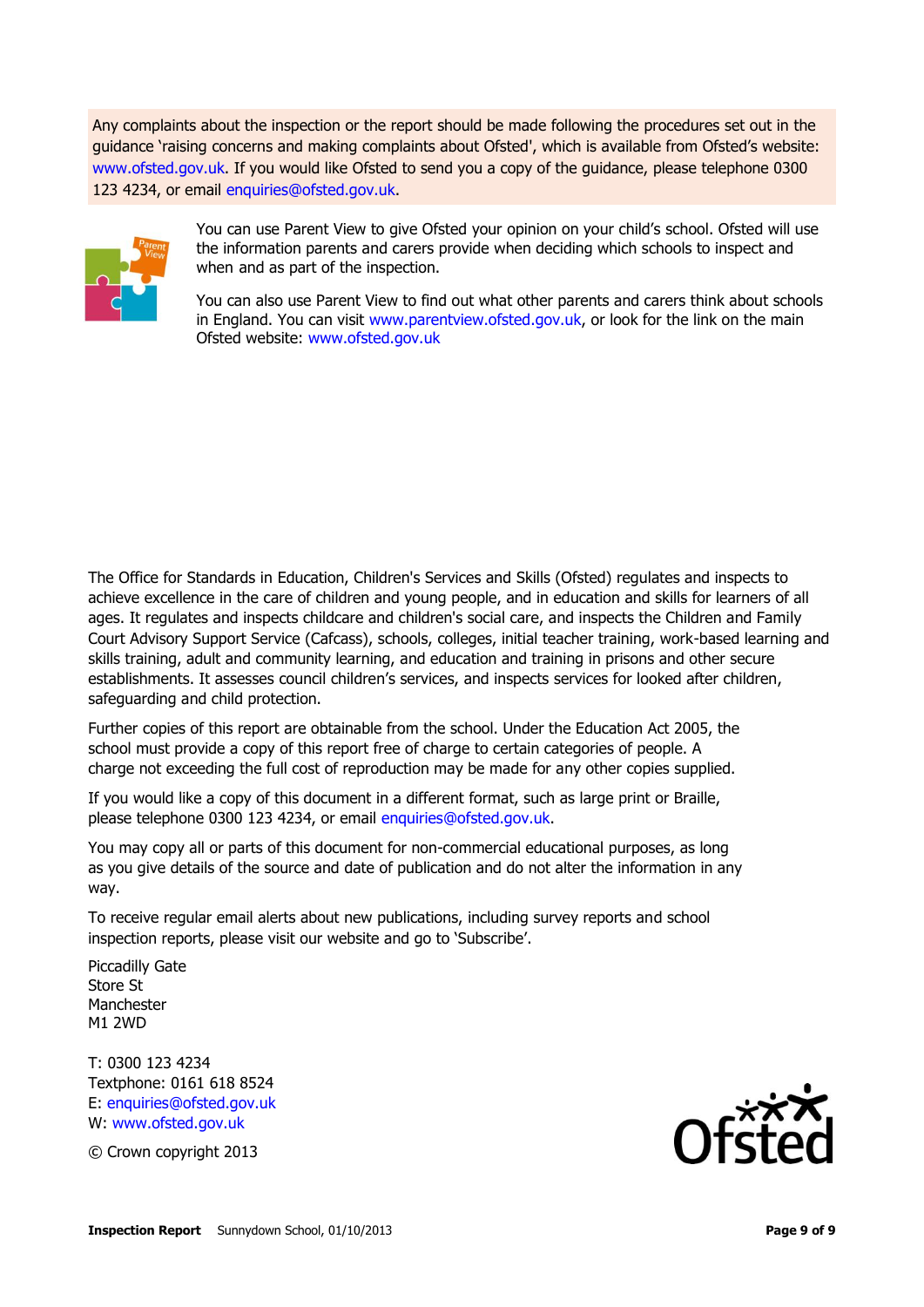Any complaints about the inspection or the report should be made following the procedures set out in the guidance 'raising concerns and making complaints about Ofsted', which is available from Ofsted's website: www.ofsted.gov.uk. If you would like Ofsted to send you a copy of the guidance, please telephone 0300 123 4234, or email enquiries@ofsted.gov.uk.

You can use Parent View to give Ofsted your opinion on your child's school. Ofsted will use the information parents and carers provide when deciding which schools to inspect and when and as part of the inspection.

You can also use Parent View to find out what other parents and carers think about schools in England. You can visit www.parentview.ofsted.gov.uk, or look for the link on the main Ofsted website: www.ofsted.gov.uk

The Office for Standards in Education, Children's Services and Skills (Ofsted) regulates and inspects to achieve excellence in the care of children and young people, and in education and skills for learners of all ages. It regulates and inspects childcare and children's social care, and inspects the Children and Family Court Advisory Support Service (Cafcass), schools, colleges, initial teacher training, work-based learning and skills training, adult and community learning, and education and training in prisons and other secure establishments. It assesses council children's services, and inspects services for looked after children, safeguarding and child protection.

Further copies of this report are obtainable from the school. Under the Education Act 2005, the school must provide a copy of this report free of charge to certain categories of people. A charge not exceeding the full cost of reproduction may be made for any other copies supplied.

If you would like a copy of this document in a different format, such as large print or Braille, please telephone 0300 123 4234, or email enquiries@ofsted.gov.uk.

You may copy all or parts of this document for non-commercial educational purposes, as long as you give details of the source and date of publication and do not alter the information in any way.

To receive regular email alerts about new publications, including survey reports and school inspection reports, please visit our website and go to 'Subscribe'.

Piccadilly Gate  
Store St  
Manchester  
M1 2WD

T: 0300 123 4234  
Textphone: 0161 618 8524  
E: enquiries@ofsted.gov.uk  
W: www.ofsted.gov.uk

© Crown copyright 2013